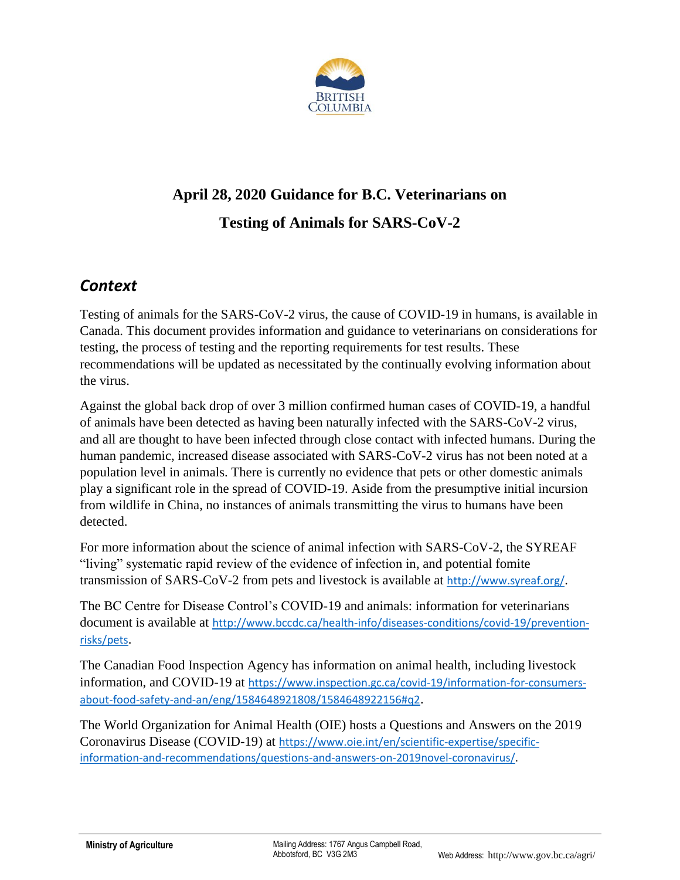# April 28, 2020 Guidance for B.C. Veterinarians on Testing of Animals for SARS-CoV-2

## *Context*

Testing of animals for the SARS-CoV-2 virus, the cause of COVID-19 in humans, is available in Canada. This document provides information and guidance to veterinarians on considerations for testing, the process of testing and the reporting requirements for test results. These recommendations will be updated as necessitated by the continually evolving information about the virus.

Against the global back drop of over 3 million confirmed human cases of COVID-19, a handful of animals have been detected as having been naturally infected with the SARS-CoV-2 virus, and all are thought to have been infected through close contact with infected humans. During the human pandemic, increased disease associated with SARS-CoV-2 virus has not been noted at a population level in animals. There is currently no evidence that pets or other domestic animals play a significant role in the spread of COVID-19. Aside from the presumptive initial incursion from wildlife in China, no instances of animals transmitting the virus to humans have been detected.

For more information about the science of animal infection with SARS-CoV-2, the SYREAF "living" systematic rapid review of the evidence of infection in, and potential fomite transmission of SARS-CoV-2 from pets and livestock is available at http://www.syreaf.org/.

The BC Centre for Disease Control's COVID-19 and animals: information for veterinarians document is available at http://www.bccdc.ca/health-info/diseases-conditions/covid-19/prevention-risks/pets.

The Canadian Food Inspection Agency has information on animal health, including livestock information, and COVID-19 at https://www.inspection.gc.ca/covid-19/information-for-consumers-about-food-safety-and-an/eng/1584648921808/1584648922156#q2.

The World Organization for Animal Health (OIE) hosts a Questions and Answers on the 2019 Coronavirus Disease (COVID-19) at https://www.oie.int/en/scientific-expertise/specific-information-and-recommendations/questions-and-answers-on-2019novel-coronavirus/.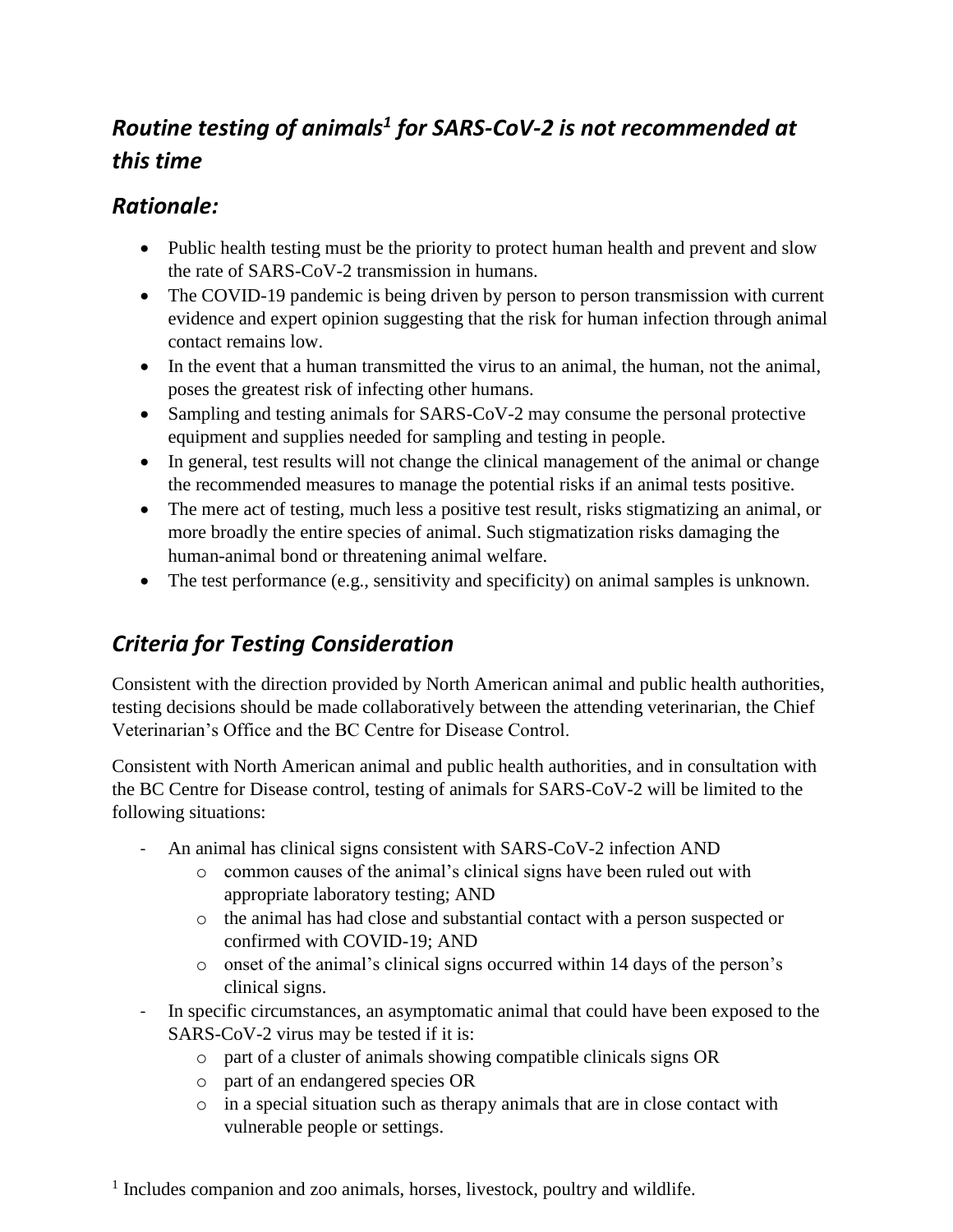## *Routine testing of animals[1] for SARS-CoV-2 is not recommended at this time*

## *Rationale:*

- Public health testing must be the priority to protect human health and prevent and slow the rate of SARS-CoV-2 transmission in humans.
- The COVID-19 pandemic is being driven by person to person transmission with current evidence and expert opinion suggesting that the risk for human infection through animal contact remains low.
- In the event that a human transmitted the virus to an animal, the human, not the animal, poses the greatest risk of infecting other humans.
- Sampling and testing animals for SARS-CoV-2 may consume the personal protective equipment and supplies needed for sampling and testing in people.
- In general, test results will not change the clinical management of the animal or change the recommended measures to manage the potential risks if an animal tests positive.
- The mere act of testing, much less a positive test result, risks stigmatizing an animal, or more broadly the entire species of animal. Such stigmatization risks damaging the human-animal bond or threatening animal welfare.
- The test performance (e.g., sensitivity and specificity) on animal samples is unknown.

## *Criteria for Testing Consideration*

Consistent with the direction provided by North American animal and public health authorities, testing decisions should be made collaboratively between the attending veterinarian, the Chief Veterinarian's Office and the BC Centre for Disease Control.

Consistent with North American animal and public health authorities, and in consultation with the BC Centre for Disease control, testing of animals for SARS-CoV-2 will be limited to the following situations:

- An animal has clinical signs consistent with SARS-CoV-2 infection AND
  - common causes of the animal's clinical signs have been ruled out with appropriate laboratory testing; AND
  - the animal has had close and substantial contact with a person suspected or confirmed with COVID-19; AND
  - onset of the animal's clinical signs occurred within 14 days of the person's clinical signs.
- In specific circumstances, an asymptomatic animal that could have been exposed to the SARS-CoV-2 virus may be tested if it is:
  - part of a cluster of animals showing compatible clinicals signs OR
  - part of an endangered species OR
  - in a special situation such as therapy animals that are in close contact with vulnerable people or settings.

[1] Includes companion and zoo animals, horses, livestock, poultry and wildlife.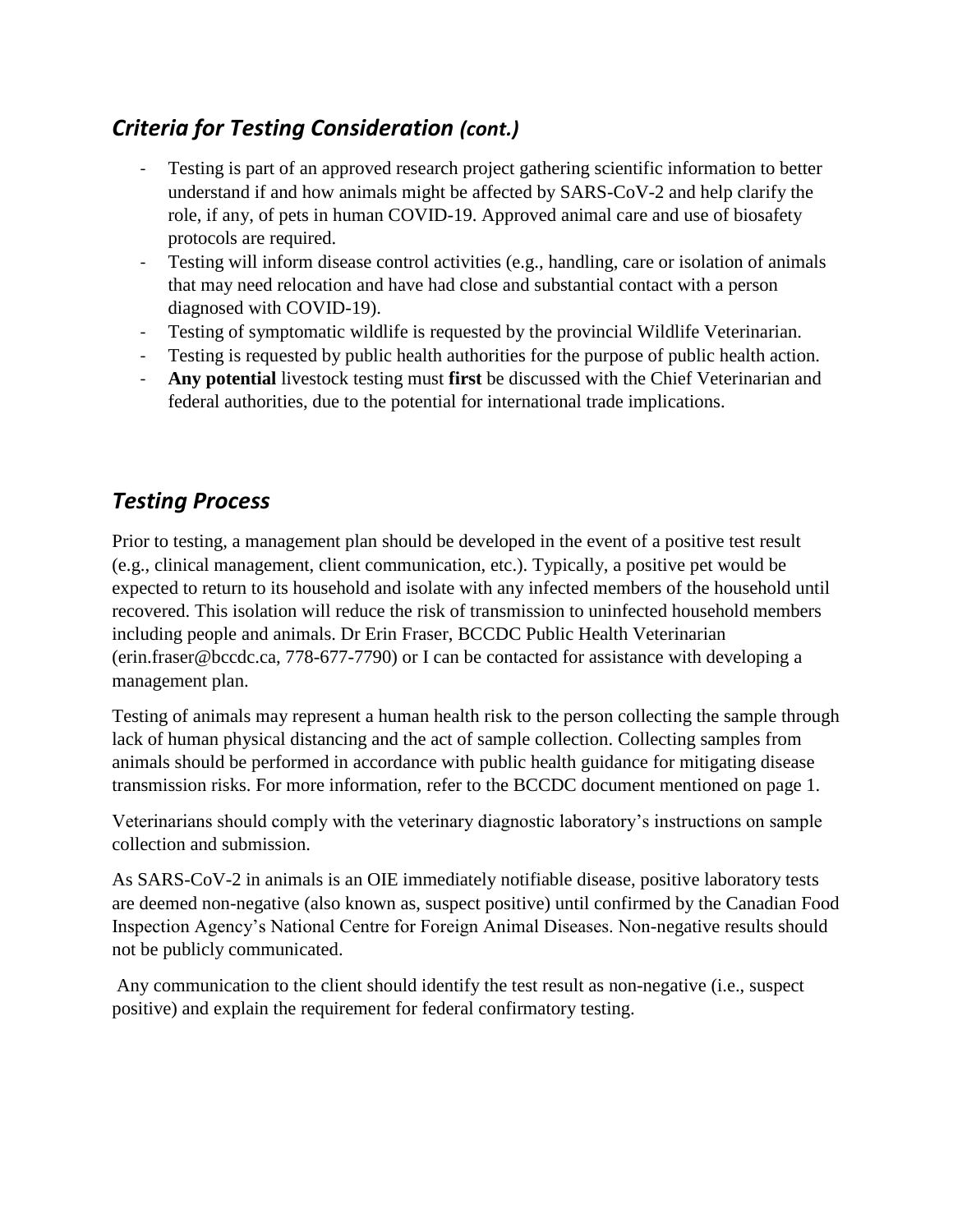## *Criteria for Testing Consideration (cont.)*

- Testing is part of an approved research project gathering scientific information to better understand if and how animals might be affected by SARS-CoV-2 and help clarify the role, if any, of pets in human COVID-19. Approved animal care and use of biosafety protocols are required.
- Testing will inform disease control activities (e.g., handling, care or isolation of animals that may need relocation and have had close and substantial contact with a person diagnosed with COVID-19).
- Testing of symptomatic wildlife is requested by the provincial Wildlife Veterinarian.
- Testing is requested by public health authorities for the purpose of public health action.
- **Any potential** livestock testing must **first** be discussed with the Chief Veterinarian and federal authorities, due to the potential for international trade implications.

## *Testing Process*

Prior to testing, a management plan should be developed in the event of a positive test result (e.g., clinical management, client communication, etc.). Typically, a positive pet would be expected to return to its household and isolate with any infected members of the household until recovered. This isolation will reduce the risk of transmission to uninfected household members including people and animals. Dr Erin Fraser, BCCDC Public Health Veterinarian (erin.fraser@bccdc.ca, 778-677-7790) or I can be contacted for assistance with developing a management plan.

Testing of animals may represent a human health risk to the person collecting the sample through lack of human physical distancing and the act of sample collection. Collecting samples from animals should be performed in accordance with public health guidance for mitigating disease transmission risks. For more information, refer to the BCCDC document mentioned on page 1.

Veterinarians should comply with the veterinary diagnostic laboratory's instructions on sample collection and submission.

As SARS-CoV-2 in animals is an OIE immediately notifiable disease, positive laboratory tests are deemed non-negative (also known as, suspect positive) until confirmed by the Canadian Food Inspection Agency's National Centre for Foreign Animal Diseases. Non-negative results should not be publicly communicated.

Any communication to the client should identify the test result as non-negative (i.e., suspect positive) and explain the requirement for federal confirmatory testing.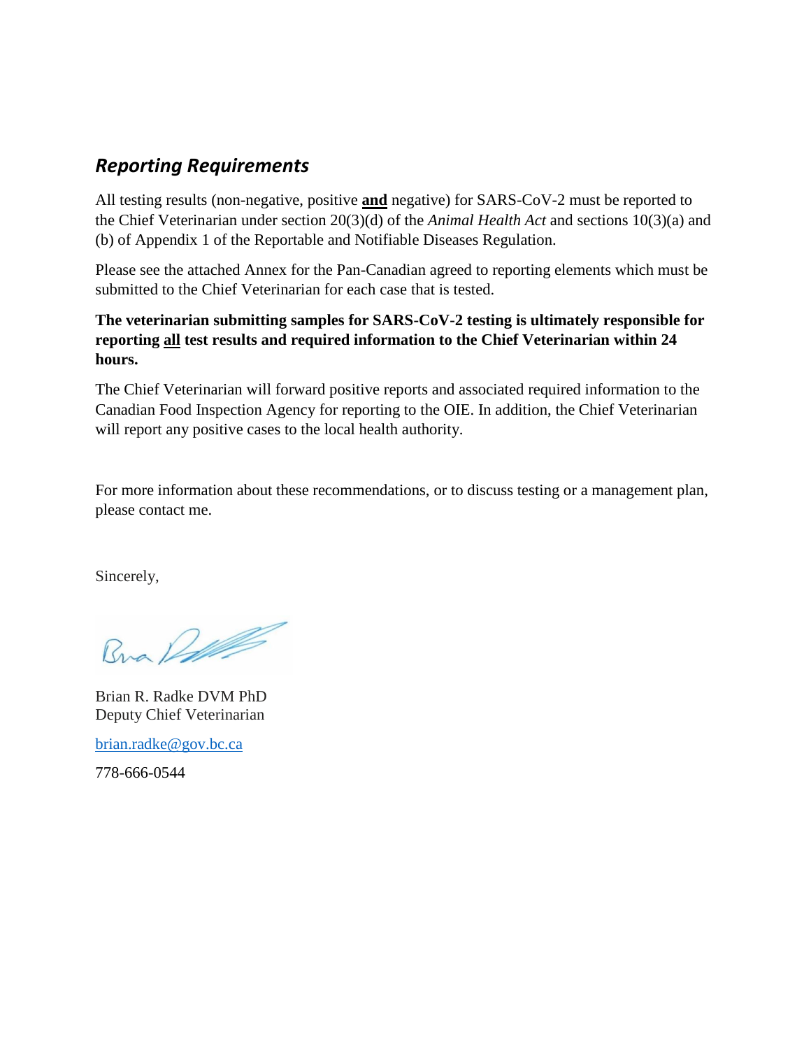## *Reporting Requirements*

All testing results (non-negative, positive **and** negative) for SARS-CoV-2 must be reported to the Chief Veterinarian under section 20(3)(d) of the *Animal Health Act* and sections 10(3)(a) and (b) of Appendix 1 of the Reportable and Notifiable Diseases Regulation.

Please see the attached Annex for the Pan-Canadian agreed to reporting elements which must be submitted to the Chief Veterinarian for each case that is tested.

**The veterinarian submitting samples for SARS-CoV-2 testing is ultimately responsible for reporting all test results and required information to the Chief Veterinarian within 24 hours.**

The Chief Veterinarian will forward positive reports and associated required information to the Canadian Food Inspection Agency for reporting to the OIE. In addition, the Chief Veterinarian will report any positive cases to the local health authority.

For more information about these recommendations, or to discuss testing or a management plan, please contact me.

Sincerely,

Brian R. Radke DVM PhD
Deputy Chief Veterinarian

brian.radke@gov.bc.ca

778-666-0544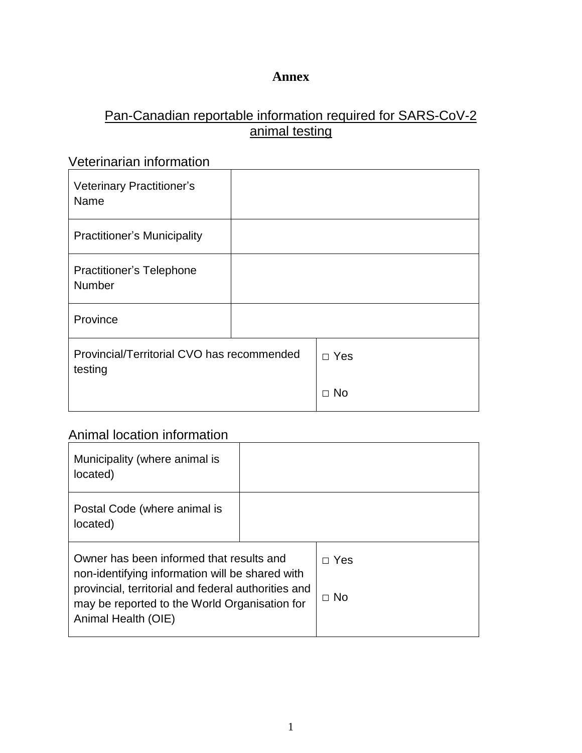# Annex

## Pan-Canadian reportable information required for SARS-CoV-2 animal testing

### Veterinarian information

| | |
|---|---|
| Veterinary Practitioner's Name | |
| Practitioner's Municipality | |
| Practitioner's Telephone Number | |
| Province | |
| Provincial/Territorial CVO has recommended testing | □ Yes<br>□ No |

### Animal location information

| | |
|---|---|
| Municipality (where animal is located) | |
| Postal Code (where animal is located) | |
| Owner has been informed that results and non-identifying information will be shared with provincial, territorial and federal authorities and may be reported to the World Organisation for Animal Health (OIE) | □ Yes<br>□ No |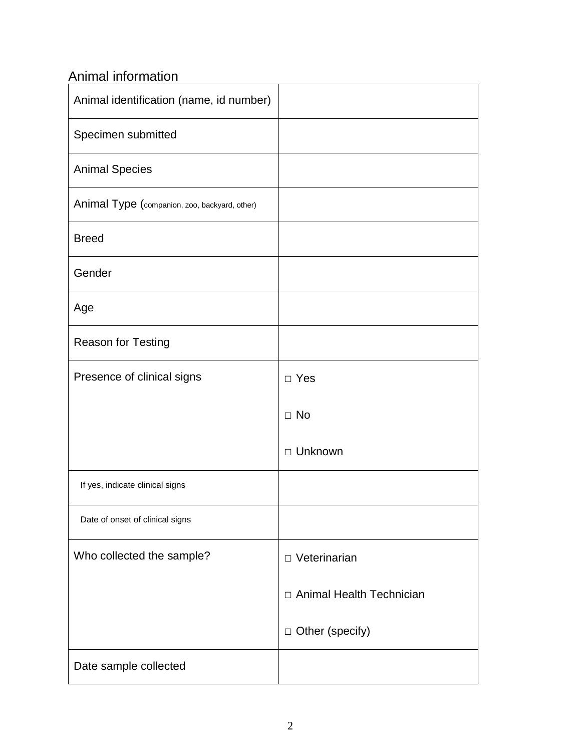## Animal information

| | |
|---|---|
| Animal identification (name, id number) | |
| Specimen submitted | |
| Animal Species | |
| Animal Type (companion, zoo, backyard, other) | |
| Breed | |
| Gender | |
| Age | |
| Reason for Testing | |
| Presence of clinical signs | □ Yes<br>□ No<br>□ Unknown |
| If yes, indicate clinical signs | |
| Date of onset of clinical signs | |
| Who collected the sample? | □ Veterinarian<br>□ Animal Health Technician<br>□ Other (specify) |
| Date sample collected | |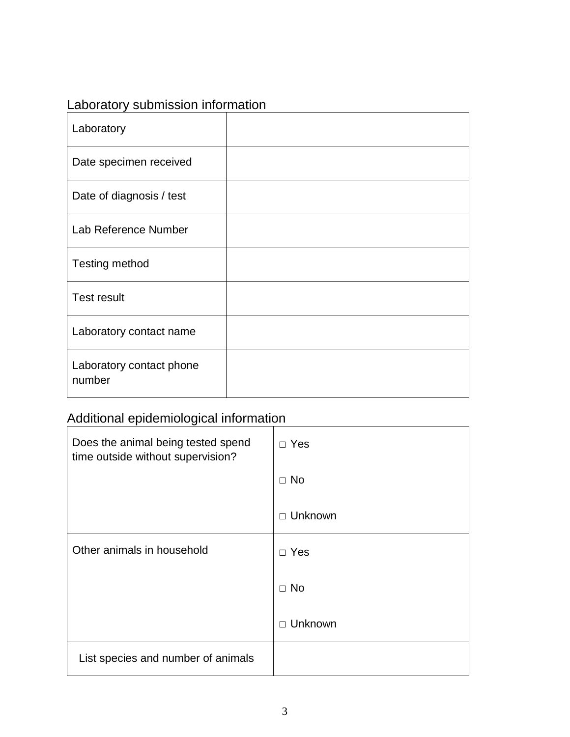## Laboratory submission information

| | |
|---|---|
| Laboratory | |
| Date specimen received | |
| Date of diagnosis / test | |
| Lab Reference Number | |
| Testing method | |
| Test result | |
| Laboratory contact name | |
| Laboratory contact phone number | |

## Additional epidemiological information

| | |
|---|---|
| Does the animal being tested spend time outside without supervision? | □ Yes<br>□ No<br>□ Unknown |
| Other animals in household | □ Yes<br>□ No<br>□ Unknown |
| List species and number of animals | |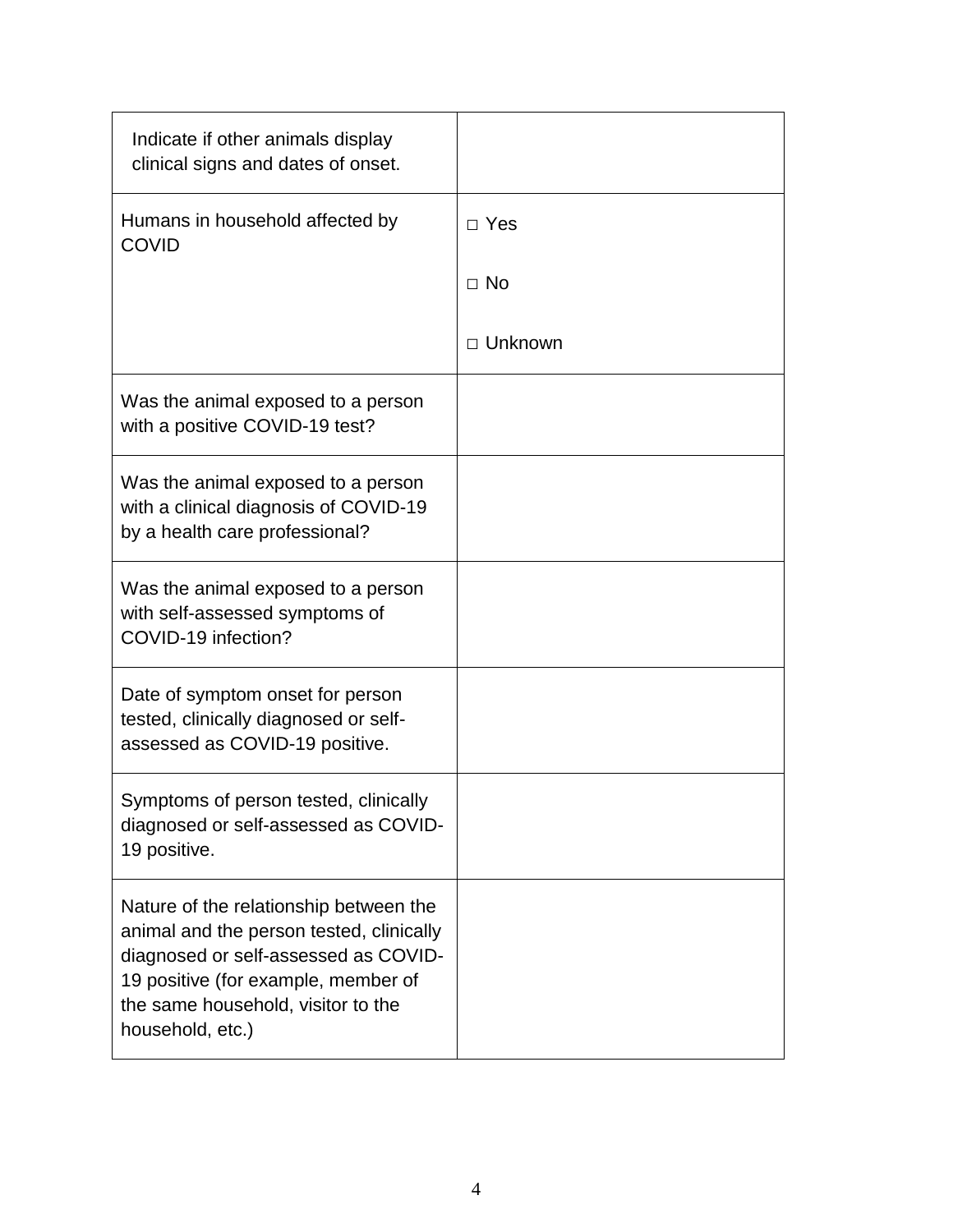| | |
|---|---|
| Indicate if other animals display clinical signs and dates of onset. | |
| Humans in household affected by COVID | □ Yes<br><br>□ No<br><br>□ Unknown |
| Was the animal exposed to a person with a positive COVID-19 test? | |
| Was the animal exposed to a person with a clinical diagnosis of COVID-19 by a health care professional? | |
| Was the animal exposed to a person with self-assessed symptoms of COVID-19 infection? | |
| Date of symptom onset for person tested, clinically diagnosed or self-assessed as COVID-19 positive. | |
| Symptoms of person tested, clinically diagnosed or self-assessed as COVID-19 positive. | |
| Nature of the relationship between the animal and the person tested, clinically diagnosed or self-assessed as COVID-19 positive (for example, member of the same household, visitor to the household, etc.) | |